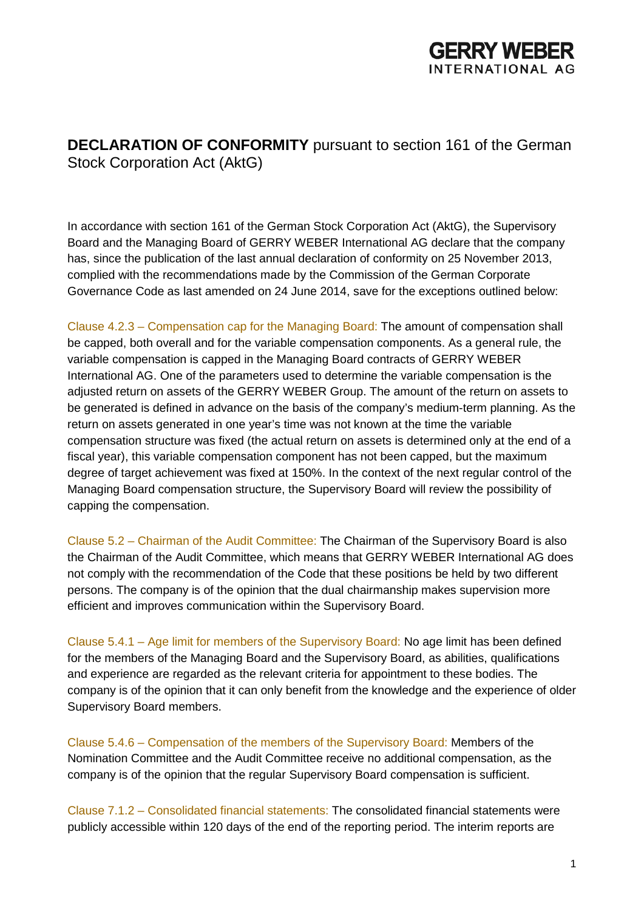# **DECLARATION OF CONFORMITY** pursuant to section 161 of the German Stock Corporation Act (AktG)

In accordance with section 161 of the German Stock Corporation Act (AktG), the Supervisory Board and the Managing Board of GERRY WEBER International AG declare that the company has, since the publication of the last annual declaration of conformity on 25 November 2013, complied with the recommendations made by the Commission of the German Corporate Governance Code as last amended on 24 June 2014, save for the exceptions outlined below:

Clause 4.2.3 – Compensation cap for the Managing Board: The amount of compensation shall be capped, both overall and for the variable compensation components. As a general rule, the variable compensation is capped in the Managing Board contracts of GERRY WEBER International AG. One of the parameters used to determine the variable compensation is the adjusted return on assets of the GERRY WEBER Group. The amount of the return on assets to be generated is defined in advance on the basis of the company's medium-term planning. As the return on assets generated in one year's time was not known at the time the variable compensation structure was fixed (the actual return on assets is determined only at the end of a fiscal year), this variable compensation component has not been capped, but the maximum degree of target achievement was fixed at 150%. In the context of the next regular control of the Managing Board compensation structure, the Supervisory Board will review the possibility of capping the compensation.

Clause 5.2 – Chairman of the Audit Committee: The Chairman of the Supervisory Board is also the Chairman of the Audit Committee, which means that GERRY WEBER International AG does not comply with the recommendation of the Code that these positions be held by two different persons. The company is of the opinion that the dual chairmanship makes supervision more efficient and improves communication within the Supervisory Board.

Clause 5.4.1 – Age limit for members of the Supervisory Board: No age limit has been defined for the members of the Managing Board and the Supervisory Board, as abilities, qualifications and experience are regarded as the relevant criteria for appointment to these bodies. The company is of the opinion that it can only benefit from the knowledge and the experience of older Supervisory Board members.

Clause 5.4.6 – Compensation of the members of the Supervisory Board: Members of the Nomination Committee and the Audit Committee receive no additional compensation, as the company is of the opinion that the regular Supervisory Board compensation is sufficient.

Clause 7.1.2 – Consolidated financial statements: The consolidated financial statements were publicly accessible within 120 days of the end of the reporting period. The interim reports are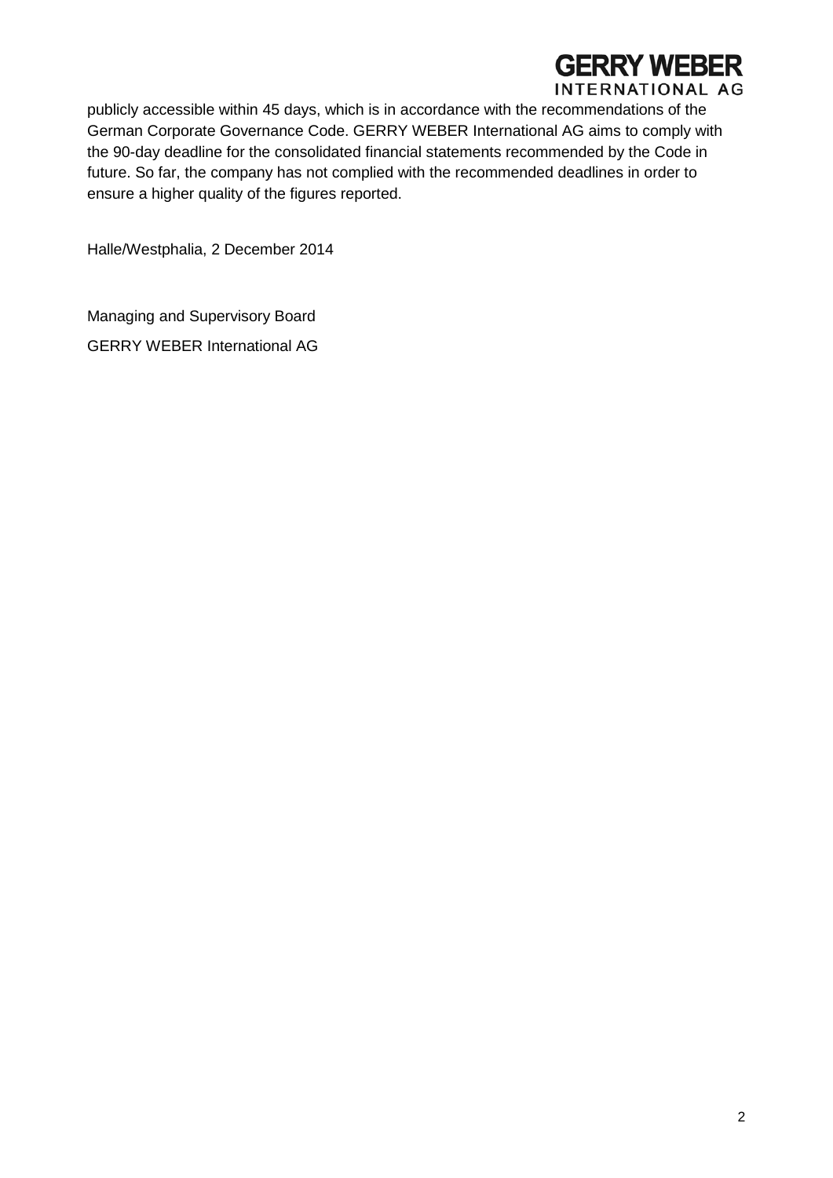publicly accessible within 45 days, which is in accordance with the recommendations of the German Corporate Governance Code. GERRY WEBER International AG aims to comply with the 90-day deadline for the consolidated financial statements recommended by the Code in future. So far, the company has not complied with the recommended deadlines in order to ensure a higher quality of the figures reported.

Halle/Westphalia, 2 December 2014

Managing and Supervisory Board

GERRY WEBER International AG